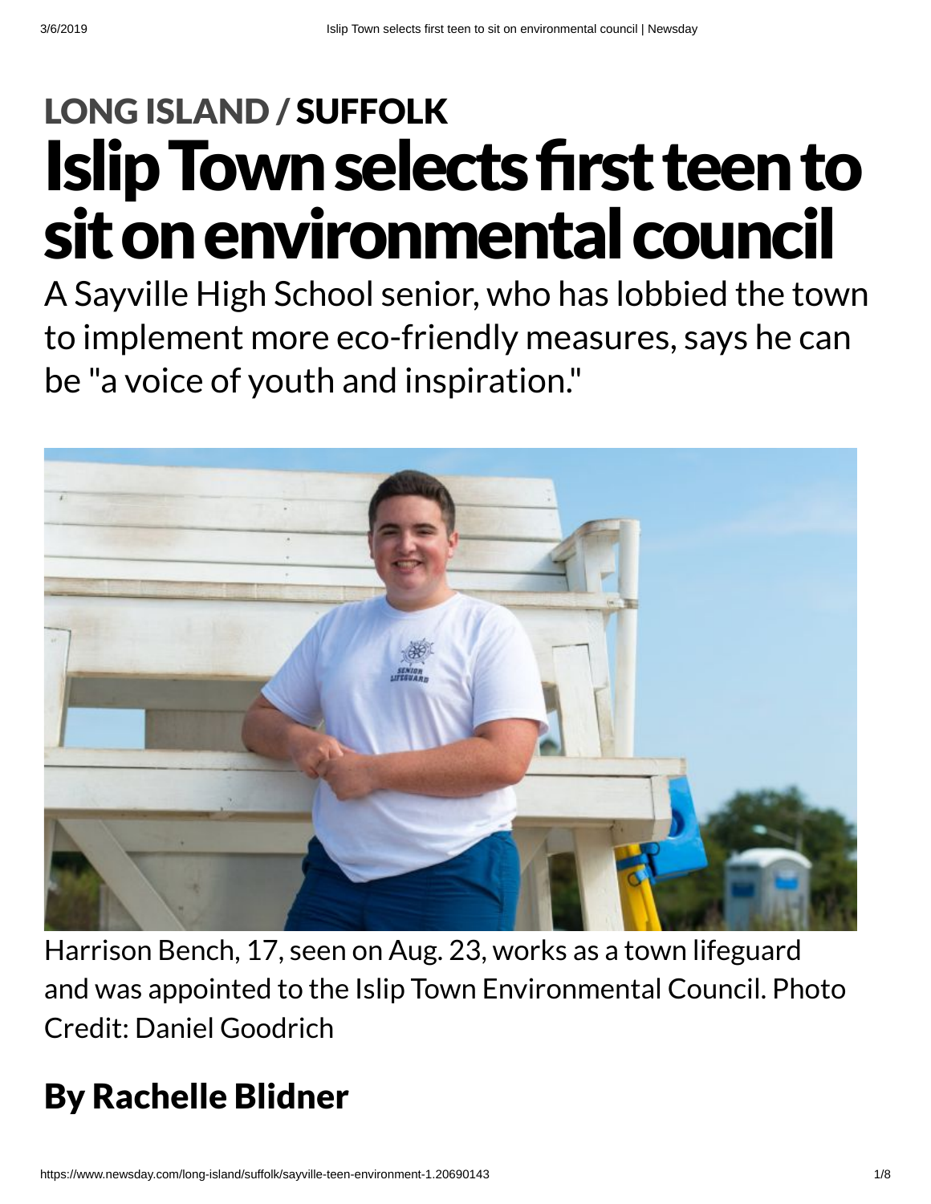LONG ISLAND / SUFFOLK

# Islip Town selects first teen to sit on environmental council

A Sayville High School senior, who has lobbied the town to implement more eco-friendly measures, says he can be "a voice of youth and inspiration."

Harrison Bench, 17, seen on Aug. 23, works as a town lifeguard and was appointed to the Islip Town Environmental Council. Photo Credit: Daniel Goodrich

## By Rachelle Blidner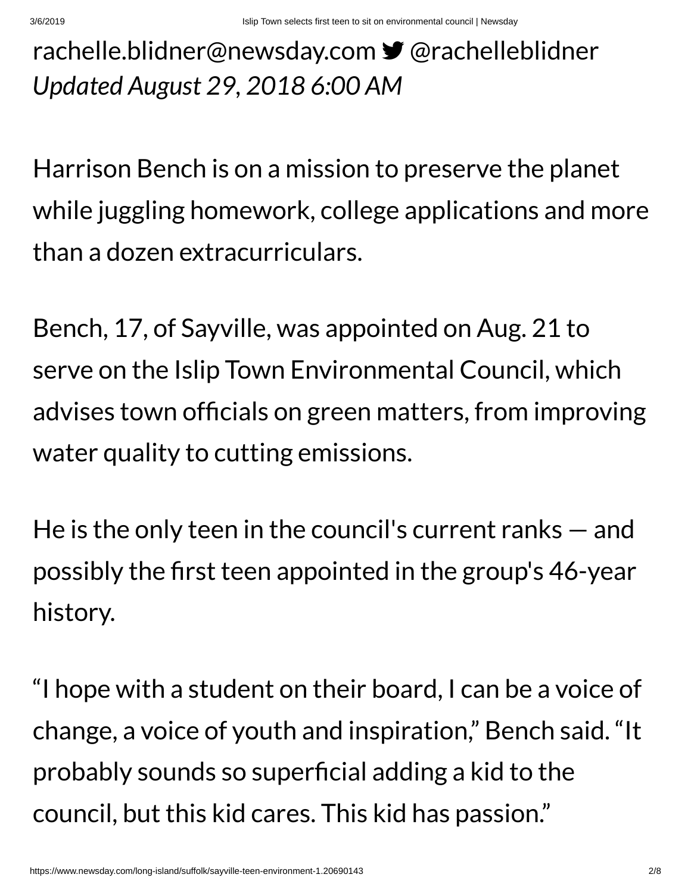rachelle.blidner@newsday.com @rachelleblidner
*Updated August 29, 2018 6:00 AM*

Harrison Bench is on a mission to preserve the planet while juggling homework, college applications and more than a dozen extracurriculars.

Bench, 17, of Sayville, was appointed on Aug. 21 to serve on the Islip Town Environmental Council, which advises town officials on green matters, from improving water quality to cutting emissions.

He is the only teen in the council's current ranks — and possibly the first teen appointed in the group's 46-year history.

“I hope with a student on their board, I can be a voice of change, a voice of youth and inspiration,” Bench said. “It probably sounds so superficial adding a kid to the council, but this kid cares. This kid has passion.”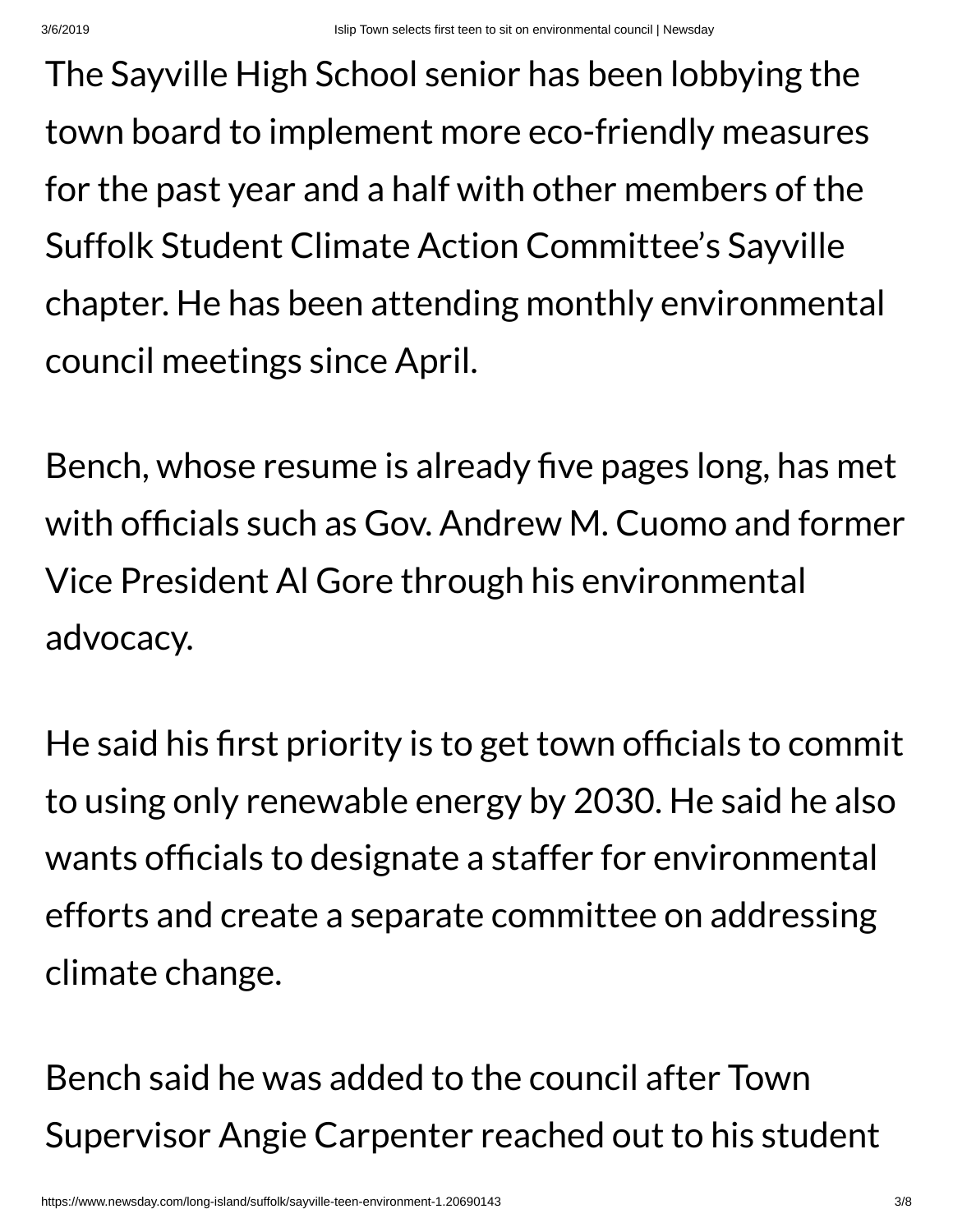The Sayville High School senior has been lobbying the town board to implement more eco-friendly measures for the past year and a half with other members of the Suffolk Student Climate Action Committee's Sayville chapter. He has been attending monthly environmental council meetings since April.

Bench, whose resume is already five pages long, has met with officials such as Gov. Andrew M. Cuomo and former Vice President Al Gore through his environmental advocacy.

He said his first priority is to get town officials to commit to using only renewable energy by 2030. He said he also wants officials to designate a staffer for environmental efforts and create a separate committee on addressing climate change.

Bench said he was added to the council after Town Supervisor Angie Carpenter reached out to his student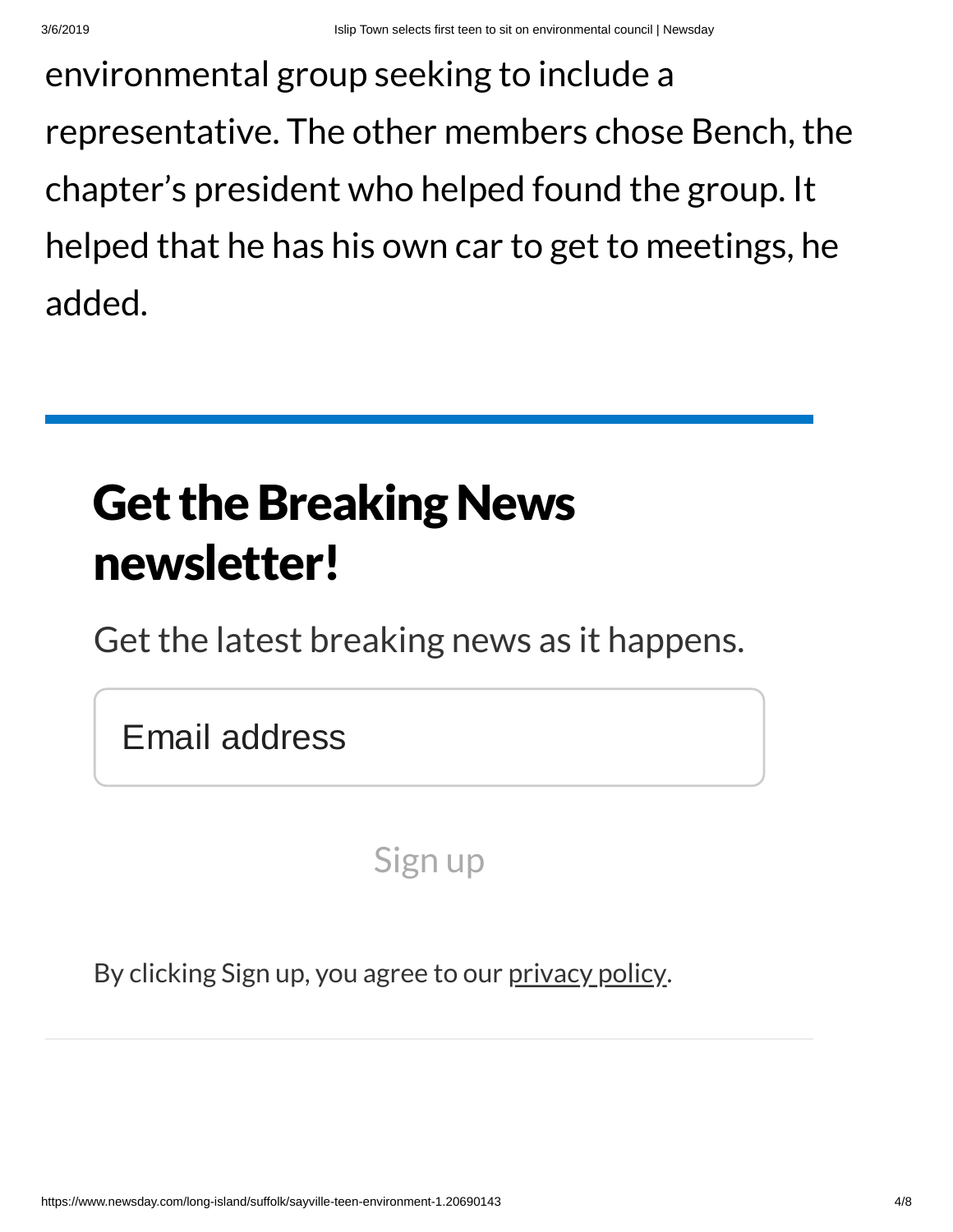environmental group seeking to include a representative. The other members chose Bench, the chapter's president who helped found the group. It helped that he has his own car to get to meetings, he added.

---

## Get the Breaking News newsletter!

Get the latest breaking news as it happens.

Email address

Sign up

By clicking Sign up, you agree to our privacy policy.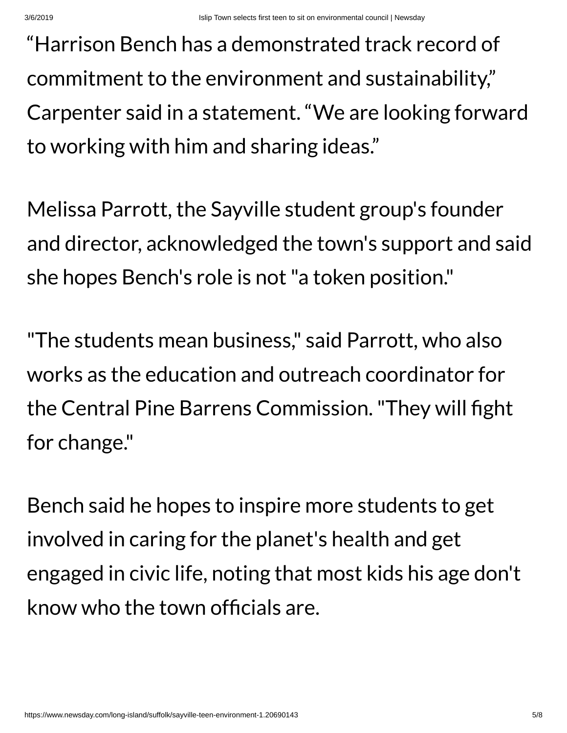“Harrison Bench has a demonstrated track record of commitment to the environment and sustainability,” Carpenter said in a statement. “We are looking forward to working with him and sharing ideas.”

Melissa Parrott, the Sayville student group's founder and director, acknowledged the town's support and said she hopes Bench's role is not "a token position."

"The students mean business," said Parrott, who also works as the education and outreach coordinator for the Central Pine Barrens Commission. "They will fight for change."

Bench said he hopes to inspire more students to get involved in caring for the planet's health and get engaged in civic life, noting that most kids his age don't know who the town officials are.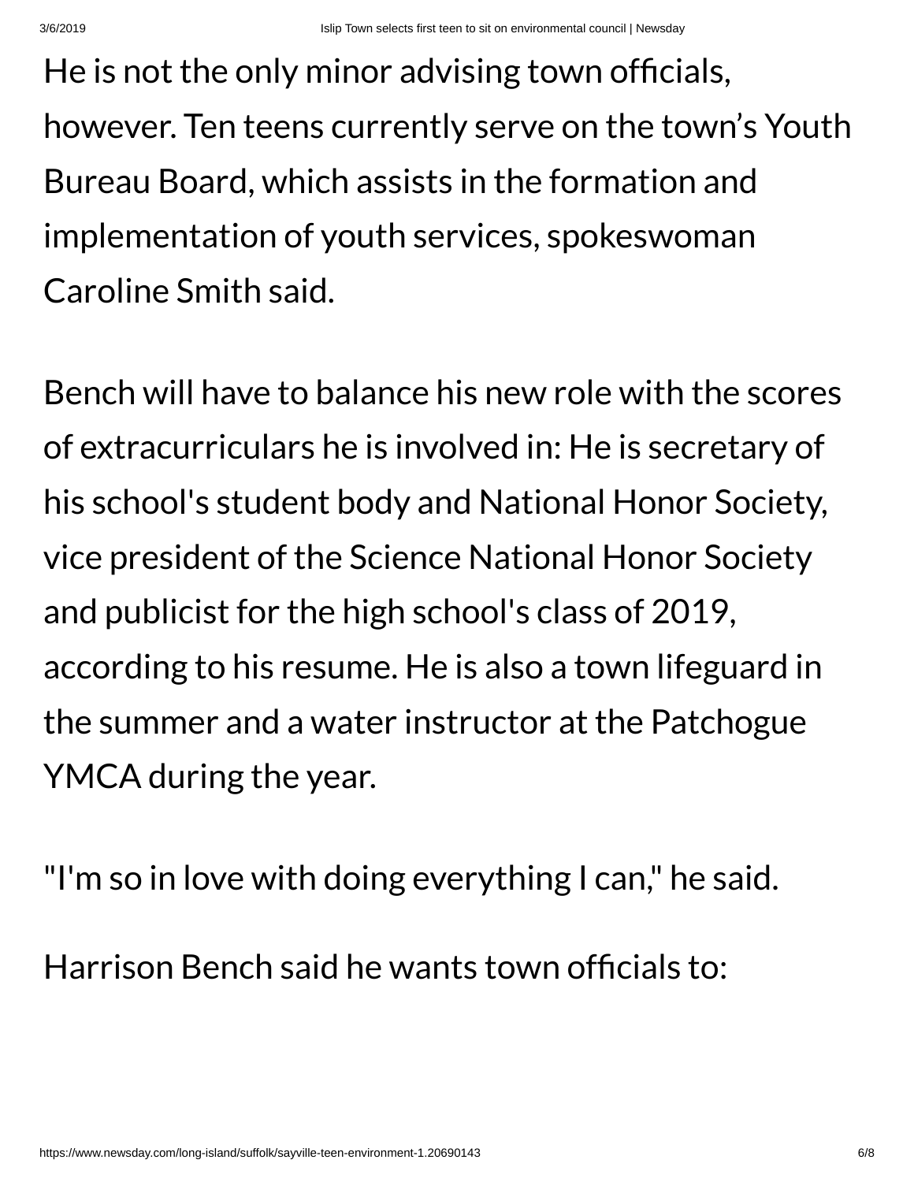He is not the only minor advising town officials, however. Ten teens currently serve on the town’s Youth Bureau Board, which assists in the formation and implementation of youth services, spokeswoman Caroline Smith said.

Bench will have to balance his new role with the scores of extracurriculars he is involved in: He is secretary of his school's student body and National Honor Society, vice president of the Science National Honor Society and publicist for the high school's class of 2019, according to his resume. He is also a town lifeguard in the summer and a water instructor at the Patchogue YMCA during the year.

"I'm so in love with doing everything I can," he said.

Harrison Bench said he wants town officials to: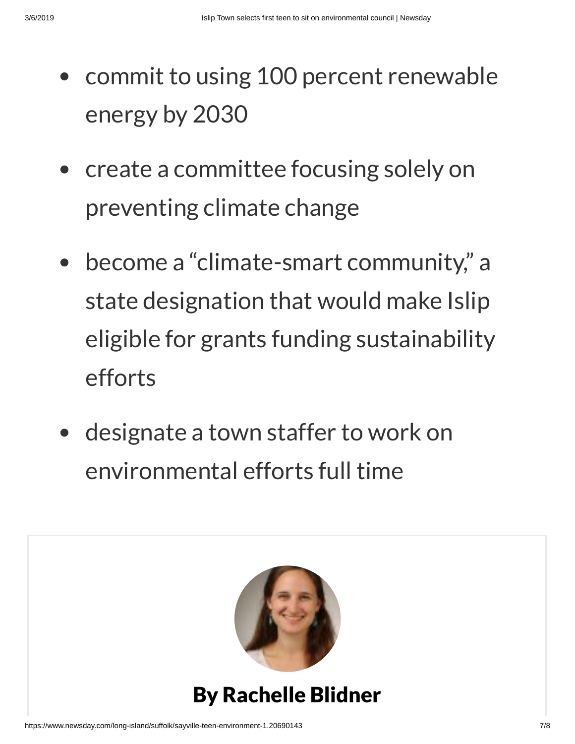- commit to using 100 percent renewable energy by 2030
- create a committee focusing solely on preventing climate change
- become a "climate-smart community," a state designation that would make Islip eligible for grants funding sustainability efforts
- designate a town staffer to work on environmental efforts full time

**By Rachelle Blidner**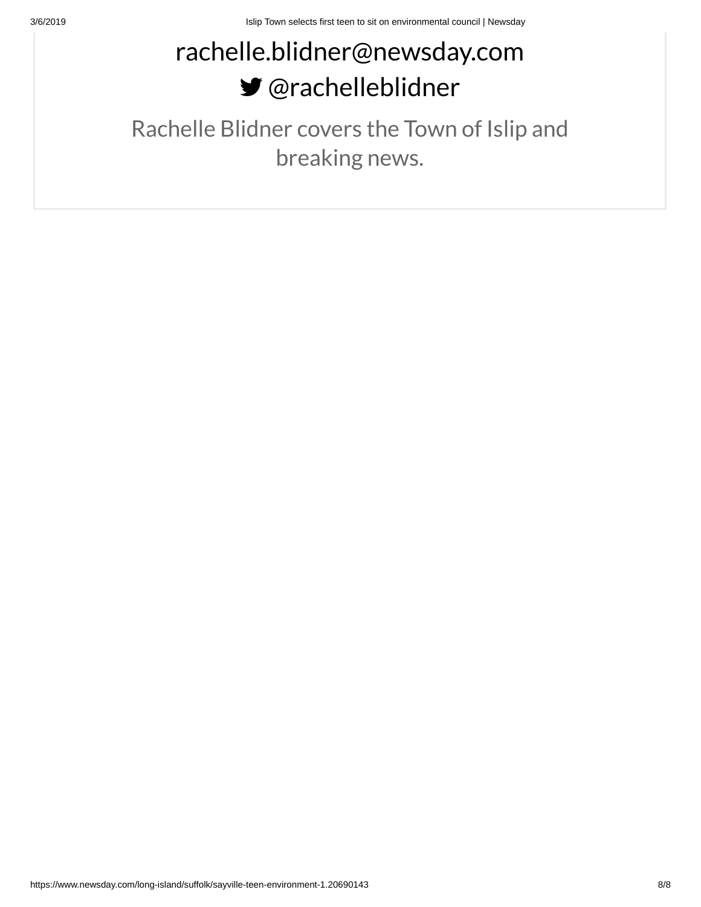rachelle.blidner@newsday.com

@rachelleblidner

Rachelle Blidner covers the Town of Islip and breaking news.